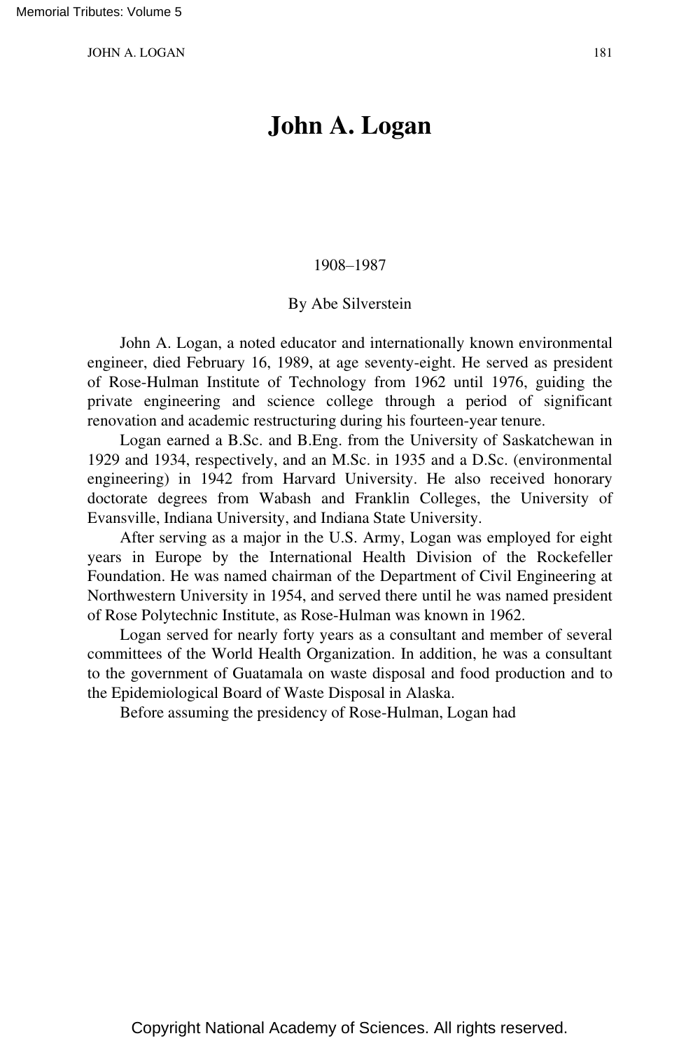# John A. Logan

1908–1987

By Abe Silverstein

John A. Logan, a noted educator and internationally known environmental engineer, died February 16, 1989, at age seventy-eight. He served as president of Rose-Hulman Institute of Technology from 1962 until 1976, guiding the private engineering and science college through a period of significant renovation and academic restructuring during his fourteen-year tenure.

Logan earned a B.Sc. and B.Eng. from the University of Saskatchewan in 1929 and 1934, respectively, and an M.Sc. in 1935 and a D.Sc. (environmental engineering) in 1942 from Harvard University. He also received honorary doctorate degrees from Wabash and Franklin Colleges, the University of Evansville, Indiana University, and Indiana State University.

After serving as a major in the U.S. Army, Logan was employed for eight years in Europe by the International Health Division of the Rockefeller Foundation. He was named chairman of the Department of Civil Engineering at Northwestern University in 1954, and served there until he was named president of Rose Polytechnic Institute, as Rose-Hulman was known in 1962.

Logan served for nearly forty years as a consultant and member of several committees of the World Health Organization. In addition, he was a consultant to the government of Guatamala on waste disposal and food production and to the Epidemiological Board of Waste Disposal in Alaska.

Before assuming the presidency of Rose-Hulman, Logan had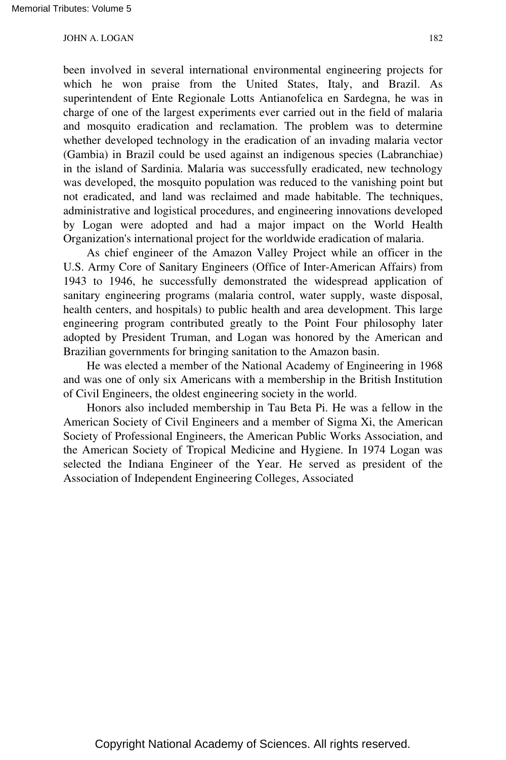been involved in several international environmental engineering projects for which he won praise from the United States, Italy, and Brazil. As superintendent of Ente Regionale Lotts Antianofelica en Sardegna, he was in charge of one of the largest experiments ever carried out in the field of malaria and mosquito eradication and reclamation. The problem was to determine whether developed technology in the eradication of an invading malaria vector (Gambia) in Brazil could be used against an indigenous species (Labranchiae) in the island of Sardinia. Malaria was successfully eradicated, new technology was developed, the mosquito population was reduced to the vanishing point but not eradicated, and land was reclaimed and made habitable. The techniques, administrative and logistical procedures, and engineering innovations developed by Logan were adopted and had a major impact on the World Health Organization's international project for the worldwide eradication of malaria.

As chief engineer of the Amazon Valley Project while an officer in the U.S. Army Core of Sanitary Engineers (Office of Inter-American Affairs) from 1943 to 1946, he successfully demonstrated the widespread application of sanitary engineering programs (malaria control, water supply, waste disposal, health centers, and hospitals) to public health and area development. This large engineering program contributed greatly to the Point Four philosophy later adopted by President Truman, and Logan was honored by the American and Brazilian governments for bringing sanitation to the Amazon basin.

He was elected a member of the National Academy of Engineering in 1968 and was one of only six Americans with a membership in the British Institution of Civil Engineers, the oldest engineering society in the world.

Honors also included membership in Tau Beta Pi. He was a fellow in the American Society of Civil Engineers and a member of Sigma Xi, the American Society of Professional Engineers, the American Public Works Association, and the American Society of Tropical Medicine and Hygiene. In 1974 Logan was selected the Indiana Engineer of the Year. He served as president of the Association of Independent Engineering Colleges, Associated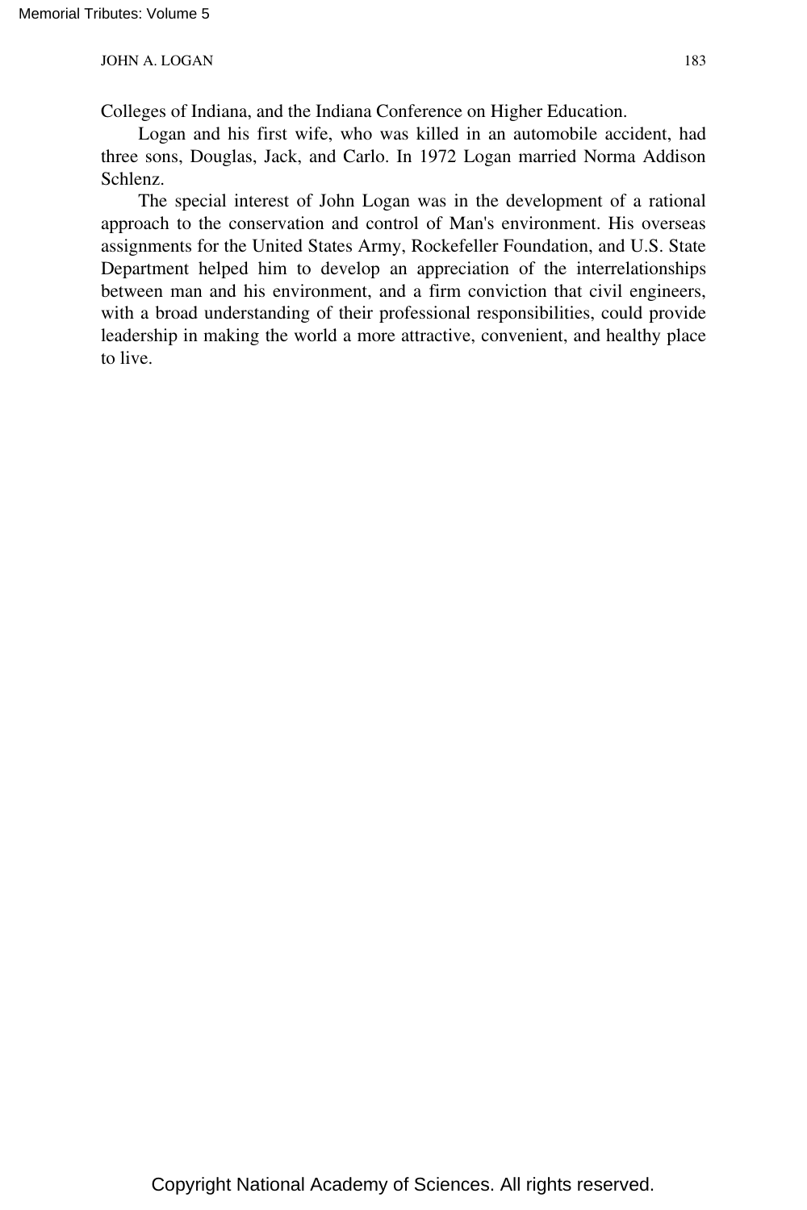Colleges of Indiana, and the Indiana Conference on Higher Education.

Logan and his first wife, who was killed in an automobile accident, had three sons, Douglas, Jack, and Carlo. In 1972 Logan married Norma Addison Schlenz.

The special interest of John Logan was in the development of a rational approach to the conservation and control of Man's environment. His overseas assignments for the United States Army, Rockefeller Foundation, and U.S. State Department helped him to develop an appreciation of the interrelationships between man and his environment, and a firm conviction that civil engineers, with a broad understanding of their professional responsibilities, could provide leadership in making the world a more attractive, convenient, and healthy place to live.